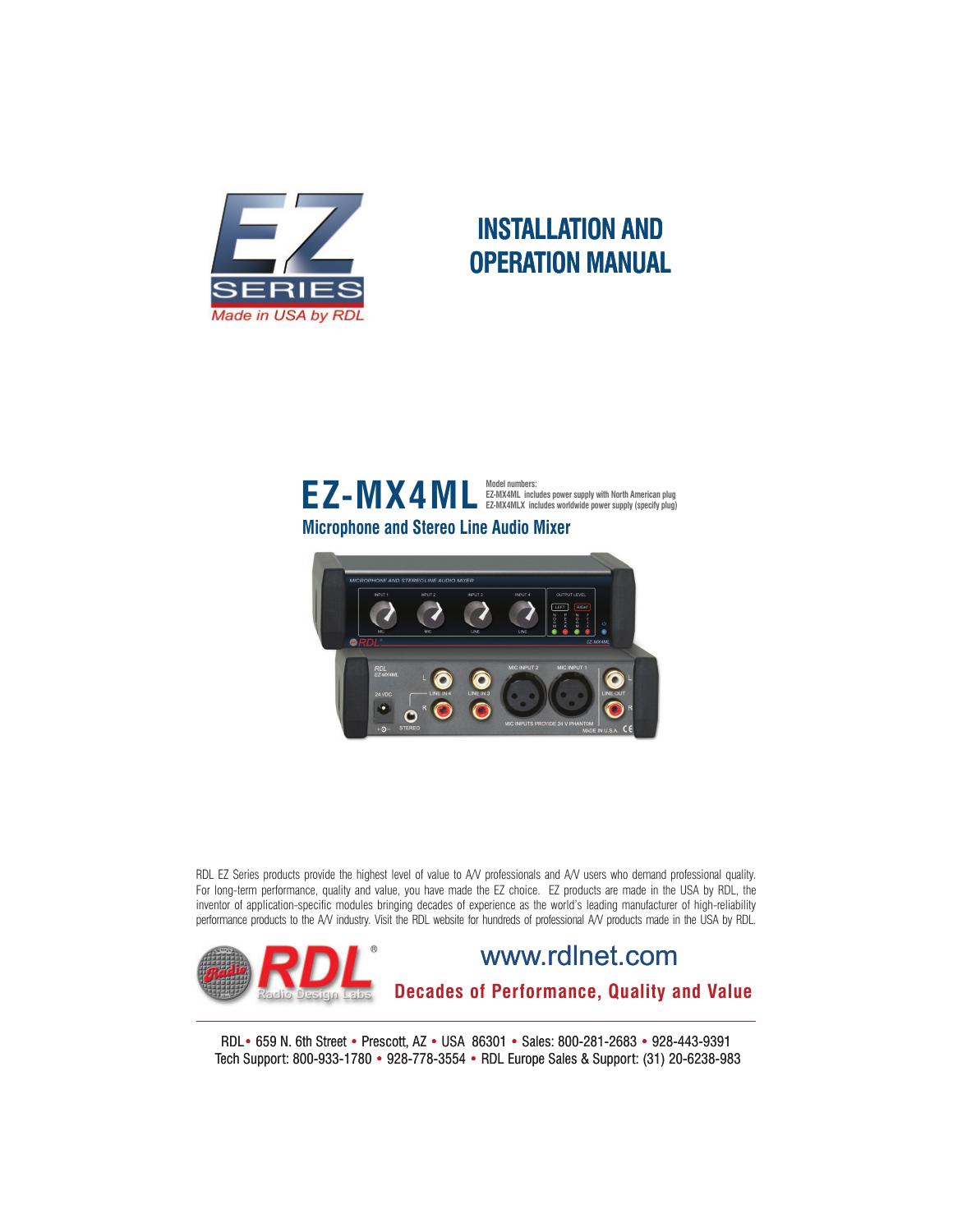# INSTALLATION AND OPERATION MANUAL

# EZ-MX4ML

Model numbers:
EZ-MX4ML includes power supply with North American plug
EZ-MX4MLX includes worldwide power supply (specify plug)

## Microphone and Stereo Line Audio Mixer

RDL EZ Series products provide the highest level of value to A/V professionals and A/V users who demand professional quality. For long-term performance, quality and value, you have made the EZ choice. EZ products are made in the USA by RDL, the inventor of application-specific modules bringing decades of experience as the world's leading manufacturer of high-reliability performance products to the A/V industry. Visit the RDL website for hundreds of professional A/V products made in the USA by RDL.

www.rdlnet.com

**Decades of Performance, Quality and Value**

RDL • 659 N. 6th Street • Prescott, AZ • USA 86301 • Sales: 800-281-2683 • 928-443-9391
Tech Support: 800-933-1780 • 928-778-3554 • RDL Europe Sales & Support: (31) 20-6238-983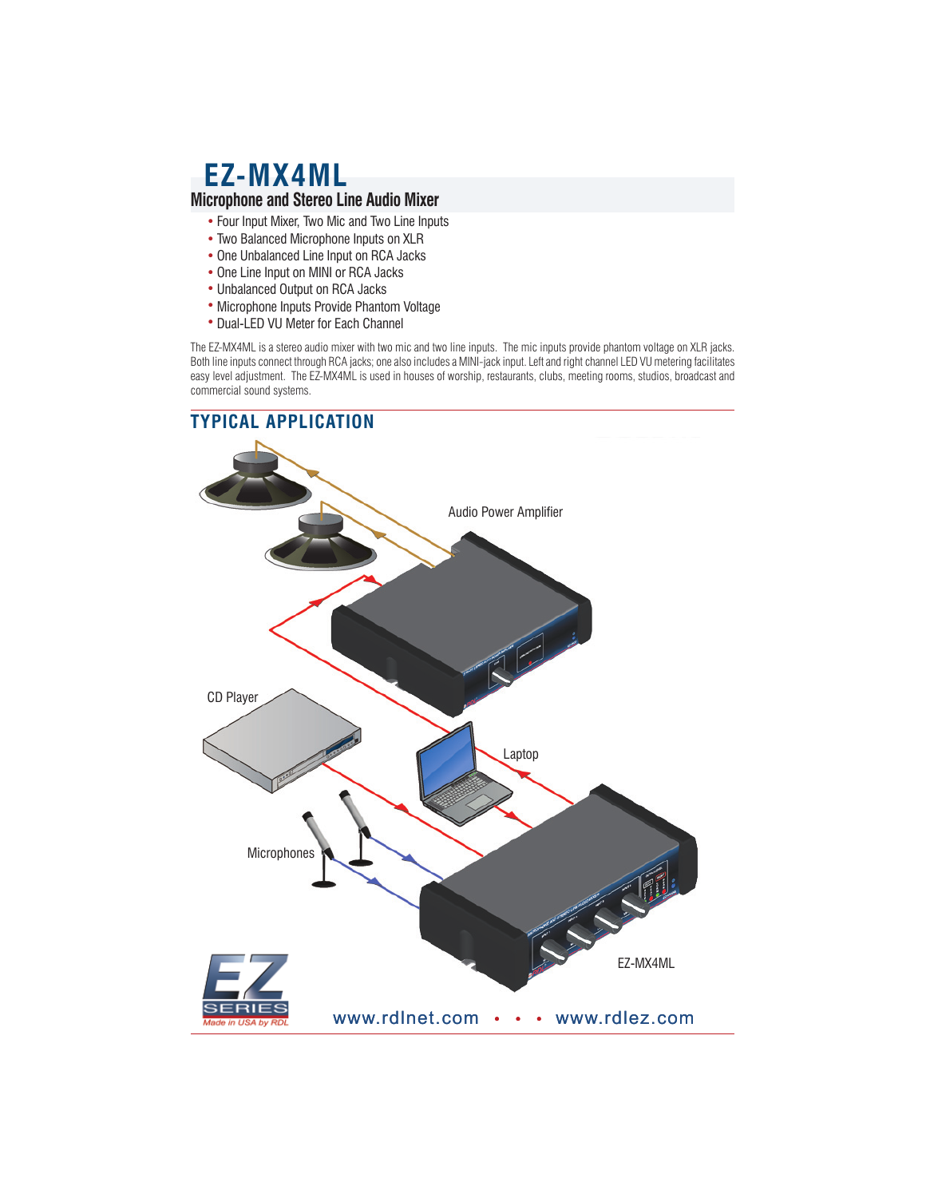# EZ-MX4ML

## Microphone and Stereo Line Audio Mixer

- Four Input Mixer, Two Mic and Two Line Inputs
- Two Balanced Microphone Inputs on XLR
- One Unbalanced Line Input on RCA Jacks
- One Line Input on MINI or RCA Jacks
- Unbalanced Output on RCA Jacks
- Microphone Inputs Provide Phantom Voltage
- Dual-LED VU Meter for Each Channel

The EZ-MX4ML is a stereo audio mixer with two mic and two line inputs. The mic inputs provide phantom voltage on XLR jacks. Both line inputs connect through RCA jacks; one also includes a MINI-jack input. Left and right channel LED VU metering facilitates easy level adjustment. The EZ-MX4ML is used in houses of worship, restaurants, clubs, meeting rooms, studios, broadcast and commercial sound systems.

## TYPICAL APPLICATION

Audio Power Amplifier

CD Player

Laptop

Microphones

EZ-MX4ML

EZ SERIES Made in USA by RDL

www.rdlnet.com • • • www.rdlez.com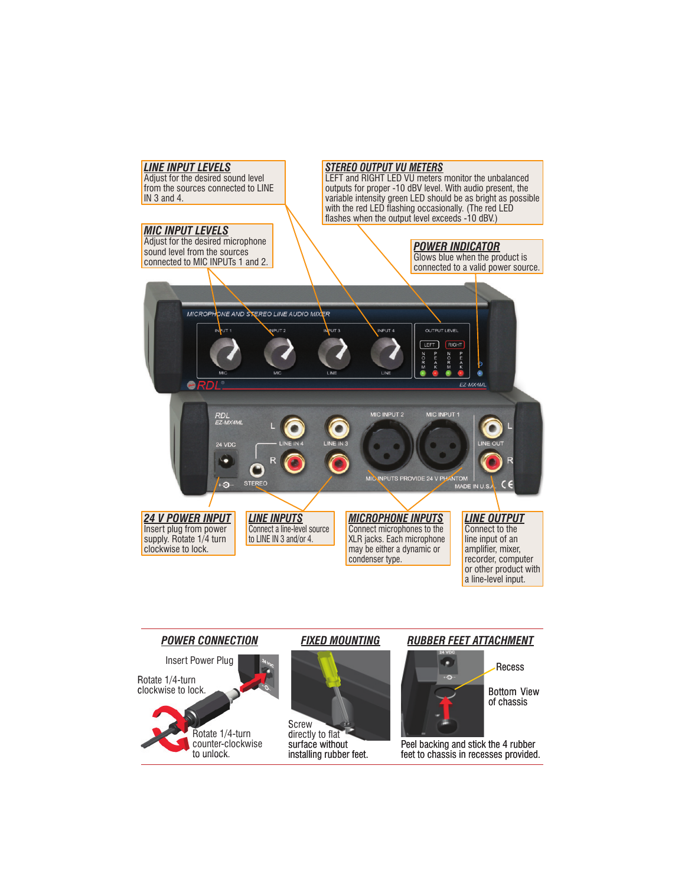### LINE INPUT LEVELS

Adjust for the desired sound level from the sources connected to LINE IN 3 and 4.

### STEREO OUTPUT VU METERS

LEFT and RIGHT LED VU meters monitor the unbalanced outputs for proper -10 dBV level. With audio present, the variable intensity green LED should be as bright as possible with the red LED flashing occasionally. (The red LED flashes when the output level exceeds -10 dBV.)

### MIC INPUT LEVELS

Adjust for the desired microphone sound level from the sources connected to MIC INPUTs 1 and 2.

### POWER INDICATOR

Glows blue when the product is connected to a valid power source.

### 24 V POWER INPUT

Insert plug from power supply. Rotate 1/4 turn clockwise to lock.

### LINE INPUTS

Connect a line-level source to LINE IN 3 and/or 4.

### MICROPHONE INPUTS

Connect microphones to the XLR jacks. Each microphone may be either a dynamic or condenser type.

### LINE OUTPUT

Connect to the line input of an amplifier, mixer, recorder, computer or other product with a line-level input.

---

### POWER CONNECTION

Insert Power Plug

Rotate 1/4-turn clockwise to lock.

Rotate 1/4-turn counter-clockwise to unlock.

### FIXED MOUNTING

Screw directly to flat surface without installing rubber feet.

### RUBBER FEET ATTACHMENT

Recess

Bottom View of chassis

Peel backing and stick the 4 rubber feet to chassis in recesses provided.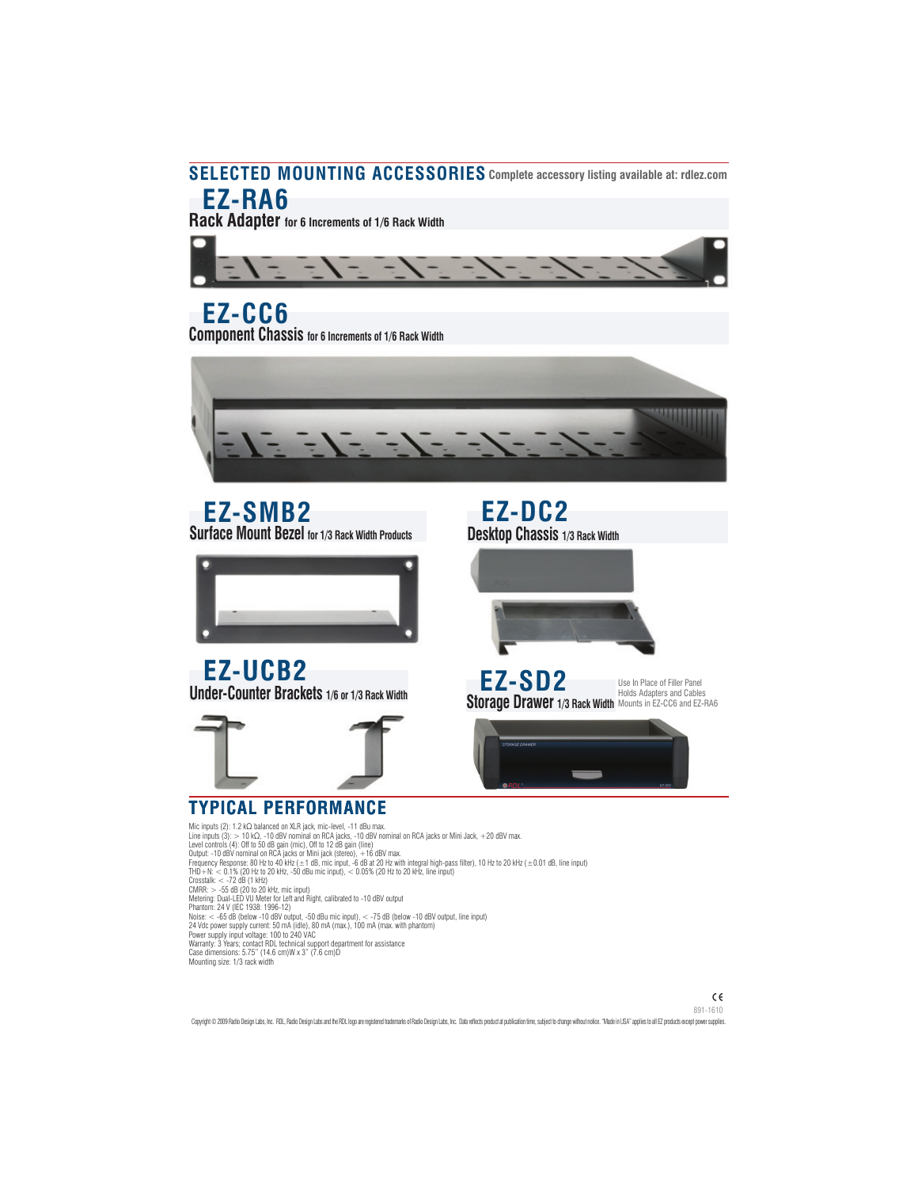## SELECTED MOUNTING ACCESSORIES

Complete accessory listing available at: rdlez.com

### EZ-RA6

**Rack Adapter** for 6 Increments of 1/6 Rack Width

### EZ-CC6

**Component Chassis** for 6 Increments of 1/6 Rack Width

### EZ-SMB2

**Surface Mount Bezel** for 1/3 Rack Width Products

### EZ-DC2

**Desktop Chassis** 1/3 Rack Width

### EZ-UCB2

**Under-Counter Brackets** 1/6 or 1/3 Rack Width

### EZ-SD2

**Storage Drawer** 1/3 Rack Width

Use In Place of Filler Panel
Holds Adapters and Cables
Mounts in EZ-CC6 and EZ-RA6

## TYPICAL PERFORMANCE

Mic inputs (2): 1.2 kΩ balanced on XLR jack, mic-level, -11 dBu max.
Line inputs (3): > 10 kΩ, -10 dBV nominal on RCA jacks, -10 dBV nominal on RCA jacks or Mini Jack, +20 dBV max.
Level controls (4): Off to 50 dB gain (mic). Off to 12 dB gain (line)
Output: -10 dBV nominal on RCA jacks or Mini jack (stereo), +16 dBV max.
Frequency Response: 80 Hz to 40 kHz (±1 dB, mic input, -6 dB at 20 Hz with integral high-pass filter), 10 Hz to 20 kHz (±0.01 dB, line input)
THD+N: < 0.1% (20 Hz to 20 kHz, -50 dBu mic input), < 0.05% (20 Hz to 20 kHz, line input)
Crosstalk: < -72 dB (1 kHz)
CMRR: > -55 dB (20 to 20 kHz, mic input)
Metering: Dual-LED VU Meter for Left and Right, calibrated to -10 dBV output
Phantom: 24 V (IEC 1938: 1996-12)
Noise: < -65 dB (below -10 dBV output, -50 dBu mic input), < -75 dB (below -10 dBV output, line input)
24 Vdc power supply current: 50 mA (idle), 80 mA (max.), 100 mA (max. with phantom)
Power supply input voltage: 100 to 240 VAC
Warranty: 3 Years; contact RDL technical support department for assistance
Case dimensions: 5.75" (14.6 cm)W x 3" (7.6 cm)D
Mounting size: 1/3 rack width

CE

891-1610

Copyright © 2009 Radio Design Labs, Inc. RDL, Radio Design Labs and the RDL logo are registered trademarks of Radio Design Labs, Inc. Data reflects product at publication time, subject to change without notice. "Made in USA" applies to all EZ products except power supplies.